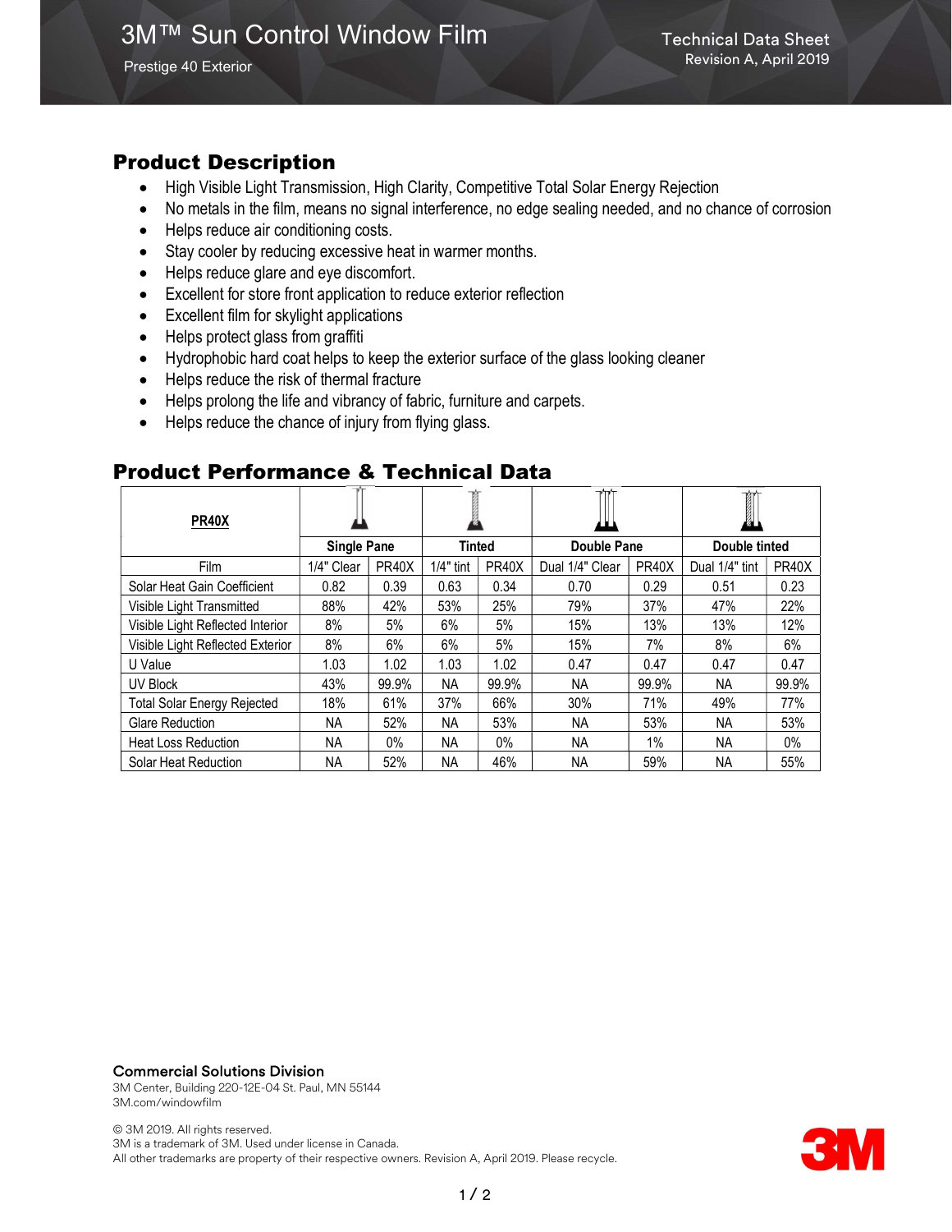# 3M™ Sun Control Window Film

Prestige 40 Exterior

Technical Data Sheet
Revision A, April 2019

## Product Description

- High Visible Light Transmission, High Clarity, Competitive Total Solar Energy Rejection
- No metals in the film, means no signal interference, no edge sealing needed, and no chance of corrosion
- Helps reduce air conditioning costs.
- Stay cooler by reducing excessive heat in warmer months.
- Helps reduce glare and eye discomfort.
- Excellent for store front application to reduce exterior reflection
- Excellent film for skylight applications
- Helps protect glass from graffiti
- Hydrophobic hard coat helps to keep the exterior surface of the glass looking cleaner
- Helps reduce the risk of thermal fracture
- Helps prolong the life and vibrancy of fabric, furniture and carpets.
- Helps reduce the chance of injury from flying glass.

## Product Performance & Technical Data

| PR40X | Single Pane | | Tinted | | Double Pane | | Double tinted | |
|---|---|---|---|---|---|---|---|---|
| Film | 1/4" Clear | PR40X | 1/4" tint | PR40X | Dual 1/4" Clear | PR40X | Dual 1/4" tint | PR40X |
| Solar Heat Gain Coefficient | 0.82 | 0.39 | 0.63 | 0.34 | 0.70 | 0.29 | 0.51 | 0.23 |
| Visible Light Transmitted | 88% | 42% | 53% | 25% | 79% | 37% | 47% | 22% |
| Visible Light Reflected Interior | 8% | 5% | 6% | 5% | 15% | 13% | 13% | 12% |
| Visible Light Reflected Exterior | 8% | 6% | 6% | 5% | 15% | 7% | 8% | 6% |
| U Value | 1.03 | 1.02 | 1.03 | 1.02 | 0.47 | 0.47 | 0.47 | 0.47 |
| UV Block | 43% | 99.9% | NA | 99.9% | NA | 99.9% | NA | 99.9% |
| Total Solar Energy Rejected | 18% | 61% | 37% | 66% | 30% | 71% | 49% | 77% |
| Glare Reduction | NA | 52% | NA | 53% | NA | 53% | NA | 53% |
| Heat Loss Reduction | NA | 0% | NA | 0% | NA | 1% | NA | 0% |
| Solar Heat Reduction | NA | 52% | NA | 46% | NA | 59% | NA | 55% |

**Commercial Solutions Division**
3M Center, Building 220-12E-04 St. Paul, MN 55144
3M.com/windowfilm

© 3M 2019. All rights reserved.
3M is a trademark of 3M. Used under license in Canada.
All other trademarks are property of their respective owners. Revision A, April 2019. Please recycle.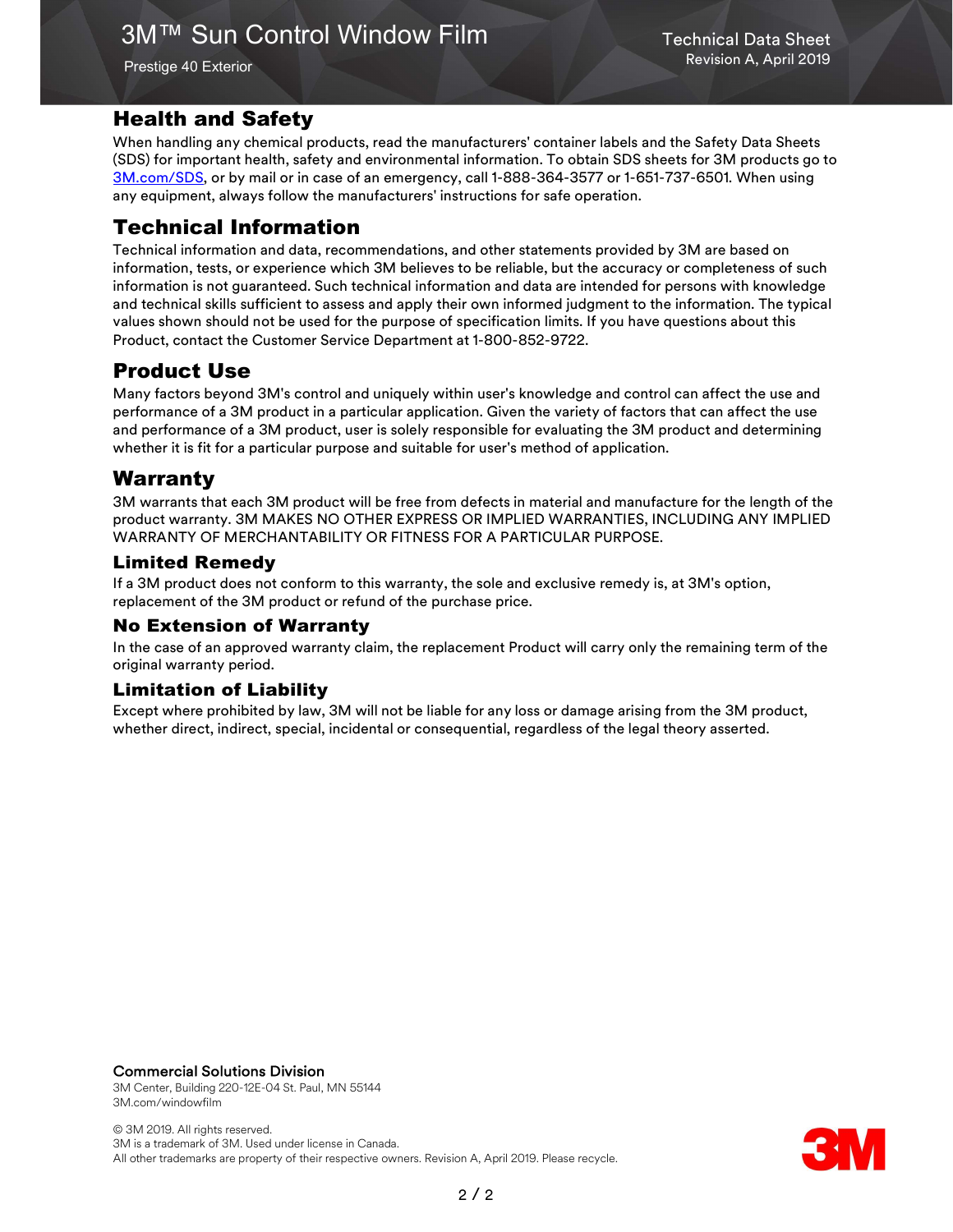## Health and Safety

When handling any chemical products, read the manufacturers' container labels and the Safety Data Sheets (SDS) for important health, safety and environmental information. To obtain SDS sheets for 3M products go to 3M.com/SDS, or by mail or in case of an emergency, call 1-888-364-3577 or 1-651-737-6501. When using any equipment, always follow the manufacturers' instructions for safe operation.

## Technical Information

Technical information and data, recommendations, and other statements provided by 3M are based on information, tests, or experience which 3M believes to be reliable, but the accuracy or completeness of such information is not guaranteed. Such technical information and data are intended for persons with knowledge and technical skills sufficient to assess and apply their own informed judgment to the information. The typical values shown should not be used for the purpose of specification limits. If you have questions about this Product, contact the Customer Service Department at 1-800-852-9722.

## Product Use

Many factors beyond 3M's control and uniquely within user's knowledge and control can affect the use and performance of a 3M product in a particular application. Given the variety of factors that can affect the use and performance of a 3M product, user is solely responsible for evaluating the 3M product and determining whether it is fit for a particular purpose and suitable for user's method of application.

## Warranty

3M warrants that each 3M product will be free from defects in material and manufacture for the length of the product warranty. 3M MAKES NO OTHER EXPRESS OR IMPLIED WARRANTIES, INCLUDING ANY IMPLIED WARRANTY OF MERCHANTABILITY OR FITNESS FOR A PARTICULAR PURPOSE.

### Limited Remedy

If a 3M product does not conform to this warranty, the sole and exclusive remedy is, at 3M's option, replacement of the 3M product or refund of the purchase price.

### No Extension of Warranty

In the case of an approved warranty claim, the replacement Product will carry only the remaining term of the original warranty period.

### Limitation of Liability

Except where prohibited by law, 3M will not be liable for any loss or damage arising from the 3M product, whether direct, indirect, special, incidental or consequential, regardless of the legal theory asserted.

**Commercial Solutions Division**
3M Center, Building 220-12E-04 St. Paul, MN 55144
3M.com/windowfilm

© 3M 2019. All rights reserved.
3M is a trademark of 3M. Used under license in Canada.
All other trademarks are property of their respective owners. Revision A, April 2019. Please recycle.